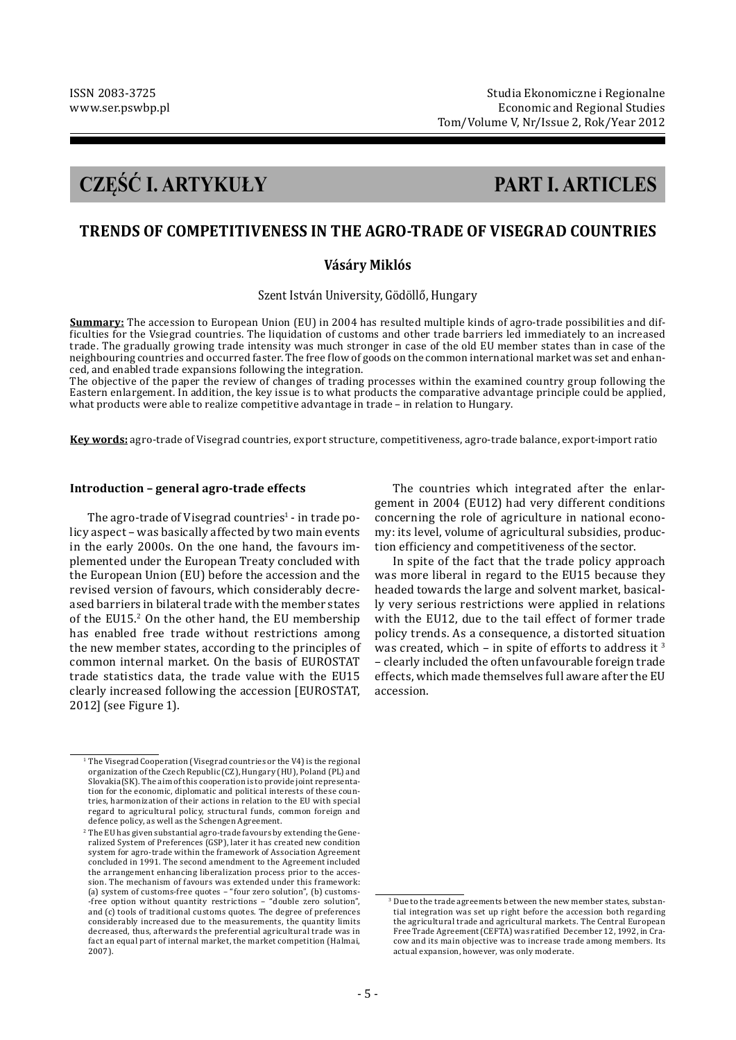# CZĘŚĆ I. ARTYKUŁY — PART I. ARTICLES

## TRENDS OF COMPETITIVENESS IN THE AGRO-TRADE OF VISEGRAD COUNTRIES

### Vásáry Miklós

Szent István University, Gödöllő, Hungary

**Summary:** The accession to European Union (EU) in 2004 has resulted multiple kinds of agro-trade possibilities and difficulties for the Vsiegrad countries. The liquidation of customs and other trade barriers led immediately to an increased trade. The gradually growing trade intensity was much stronger in case of the old EU member states than in case of the neighbouring countries and occurred faster. The free flow of goods on the common international market was set and enhanced, and enabled trade expansions following the integration.

The objective of the paper the review of changes of trading processes within the examined country group following the Eastern enlargement. In addition, the key issue is to what products the comparative advantage principle could be applied, what products were able to realize competitive advantage in trade – in relation to Hungary.

**Key words:** agro-trade of Visegrad countries, export structure, competitiveness, agro-trade balance, export-import ratio

#### Introduction – general agro-trade effects

The agro-trade of Visegrad countries[1] - in trade policy aspect – was basically affected by two main events in the early 2000s. On the one hand, the favours implemented under the European Treaty concluded with the European Union (EU) before the accession and the revised version of favours, which considerably decreased barriers in bilateral trade with the member states of the EU15.[2] On the other hand, the EU membership has enabled free trade without restrictions among the new member states, according to the principles of common internal market. On the basis of EUROSTAT trade statistics data, the trade value with the EU15 clearly increased following the accession [EUROSTAT, 2012] (see Figure 1).

The countries which integrated after the enlargement in 2004 (EU12) had very different conditions concerning the role of agriculture in national economy: its level, volume of agricultural subsidies, production efficiency and competitiveness of the sector.

In spite of the fact that the trade policy approach was more liberal in regard to the EU15 because they headed towards the large and solvent market, basically very serious restrictions were applied in relations with the EU12, due to the tail effect of former trade policy trends. As a consequence, a distorted situation was created, which – in spite of efforts to address it [3] – clearly included the often unfavourable foreign trade effects, which made themselves full aware after the EU accession.

---

[1] The Visegrad Cooperation (Visegrad countries or the V4) is the regional organization of the Czech Republic (CZ), Hungary (HU), Poland (PL) and Slovakia (SK). The aim of this cooperation is to provide joint representation for the economic, diplomatic and political interests of these countries, harmonization of their actions in relation to the EU with special regard to agricultural policy, structural funds, common foreign and defence policy, as well as the Schengen Agreement.

[2] The EU has given substantial agro-trade favours by extending the Generalized System of Preferences (GSP), later it has created new condition system for agro-trade within the framework of Association Agreement concluded in 1991. The second amendment to the Agreement included the arrangement enhancing liberalization process prior to the accession. The mechanism of favours was extended under this framework: (a) system of customs-free quotes – "four zero solution", (b) customs-free option without quantity restrictions – "double zero solution", and (c) tools of traditional customs quotes. The degree of preferences considerably increased due to the measurements, the quantity limits decreased, thus, afterwards the preferential agricultural trade was in fact an equal part of internal market, the market competition (Halmai, 2007).

[3] Due to the trade agreements between the new member states, substantial integration was set up right before the accession both regarding the agricultural trade and agricultural markets. The Central European Free Trade Agreement (CEFTA) was ratified December 12, 1992, in Cracow and its main objective was to increase trade among members. Its actual expansion, however, was only moderate.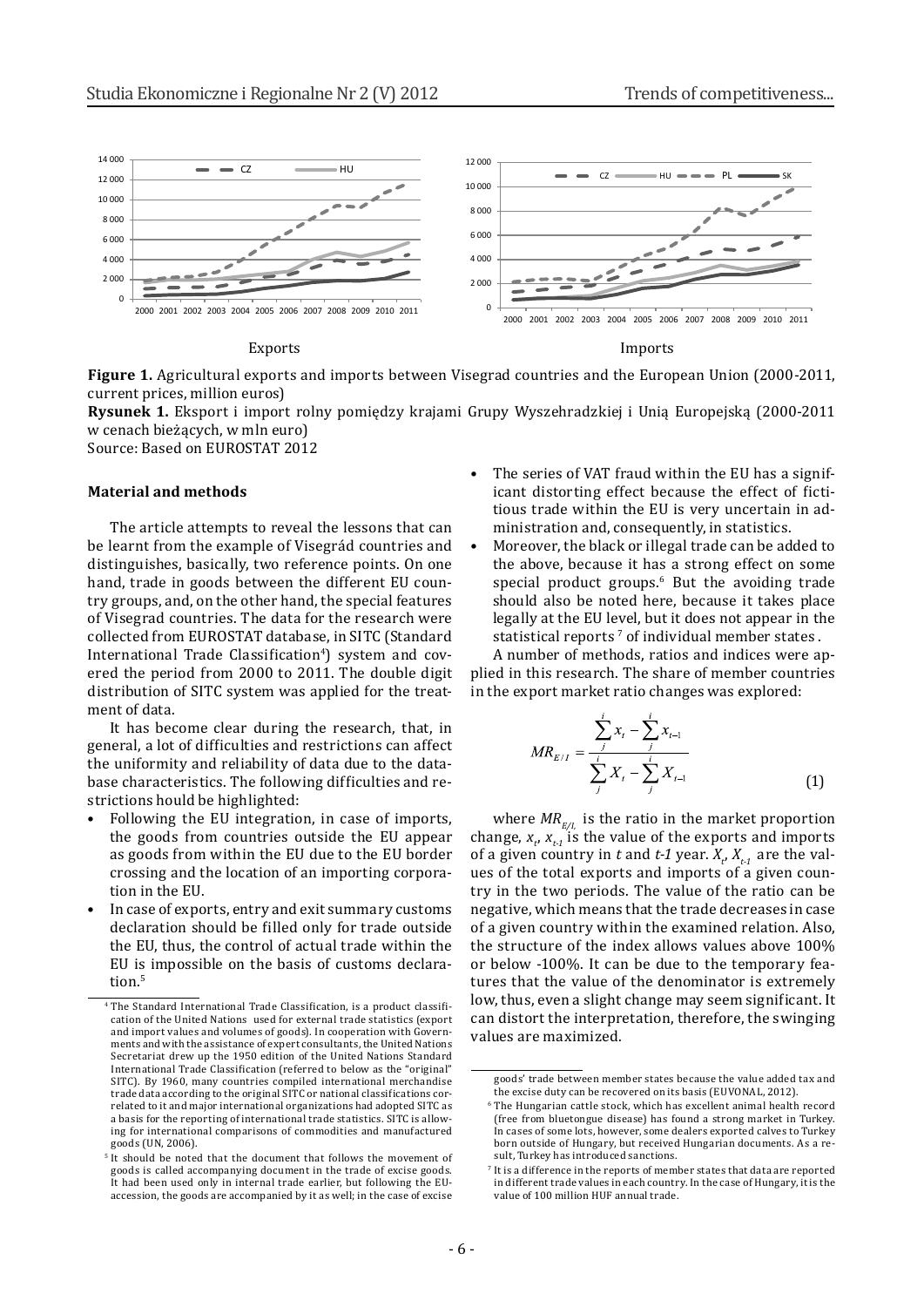Exports

Imports

**Figure 1.** Agricultural exports and imports between Visegrad countries and the European Union (2000-2011, current prices, million euros)

**Rysunek 1.** Eksport i import rolny pomiędzy krajami Grupy Wyszehradzkiej i Unią Europejską (2000-2011 w cenach bieżących, w mln euro)

Source: Based on EUROSTAT 2012

**Material and methods**

The article attempts to reveal the lessons that can be learnt from the example of Visegrád countries and distinguishes, basically, two reference points. On one hand, trade in goods between the different EU country groups, and, on the other hand, the special features of Visegrad countries. The data for the research were collected from EUROSTAT database, in SITC (Standard International Trade Classification[4]) system and covered the period from 2000 to 2011. The double digit distribution of SITC system was applied for the treatment of data.

It has become clear during the research, that, in general, a lot of difficulties and restrictions can affect the uniformity and reliability of data due to the database characteristics. The following difficulties and restrictions hould be highlighted:

- Following the EU integration, in case of imports, the goods from countries outside the EU appear as goods from within the EU due to the EU border crossing and the location of an importing corporation in the EU.
- In case of exports, entry and exit summary customs declaration should be filled only for trade outside the EU, thus, the control of actual trade within the EU is impossible on the basis of customs declaration.[5]
- The series of VAT fraud within the EU has a significant distorting effect because the effect of fictitious trade within the EU is very uncertain in administration and, consequently, in statistics.
- Moreover, the black or illegal trade can be added to the above, because it has a strong effect on some special product groups.[6] But the avoiding trade should also be noted here, because it takes place legally at the EU level, but it does not appear in the statistical reports [7] of individual member states .

A number of methods, ratios and indices were applied in this research. The share of member countries in the export market ratio changes was explored:

$$MR_{E/I} = \frac{\sum_{j}^{i} x_t - \sum_{j}^{i} x_{t-1}}{\sum_{j}^{i} X_t - \sum_{j}^{i} X_{t-1}} \tag{1}$$

where $MR_{E/I}$ is the ratio in the market proportion change, $x_t$, $x_{t-1}$ is the value of the exports and imports of a given country in $t$ and $t$-$1$ year. $X_t$, $X_{t-1}$ are the values of the total exports and imports of a given country in the two periods. The value of the ratio can be negative, which means that the trade decreases in case of a given country within the examined relation. Also, the structure of the index allows values above 100% or below -100%. It can be due to the temporary features that the value of the denominator is extremely low, thus, even a slight change may seem significant. It can distort the interpretation, therefore, the swinging values are maximized.

---

[4] The Standard International Trade Classification, is a product classification of the United Nations used for external trade statistics (export and import values and volumes of goods). In cooperation with Governments and with the assistance of expert consultants, the United Nations Secretariat drew up the 1950 edition of the United Nations Standard International Trade Classification (referred to below as the "original" SITC). By 1960, many countries compiled international merchandise trade data according to the original SITC or national classifications correlated to it and major international organizations had adopted SITC as a basis for the reporting of international trade statistics. SITC is allowing for international comparisons of commodities and manufactured goods (UN, 2006).

[5] It should be noted that the document that follows the movement of goods is called accompanying document in the trade of excise goods. It had been used only in internal trade earlier, but following the EU-accession, the goods are accompanied by it as well; in the case of excise goods' trade between member states because the value added tax and the excise duty can be recovered on its basis (EUVONAL, 2012).

[6] The Hungarian cattle stock, which has excellent animal health record (free from bluetongue disease) has found a strong market in Turkey. In cases of some lots, however, some dealers exported calves to Turkey born outside of Hungary, but received Hungarian documents. As a result, Turkey has introduced sanctions.

[7] It is a difference in the reports of member states that data are reported in different trade values in each country. In the case of Hungary, it is the value of 100 million HUF annual trade.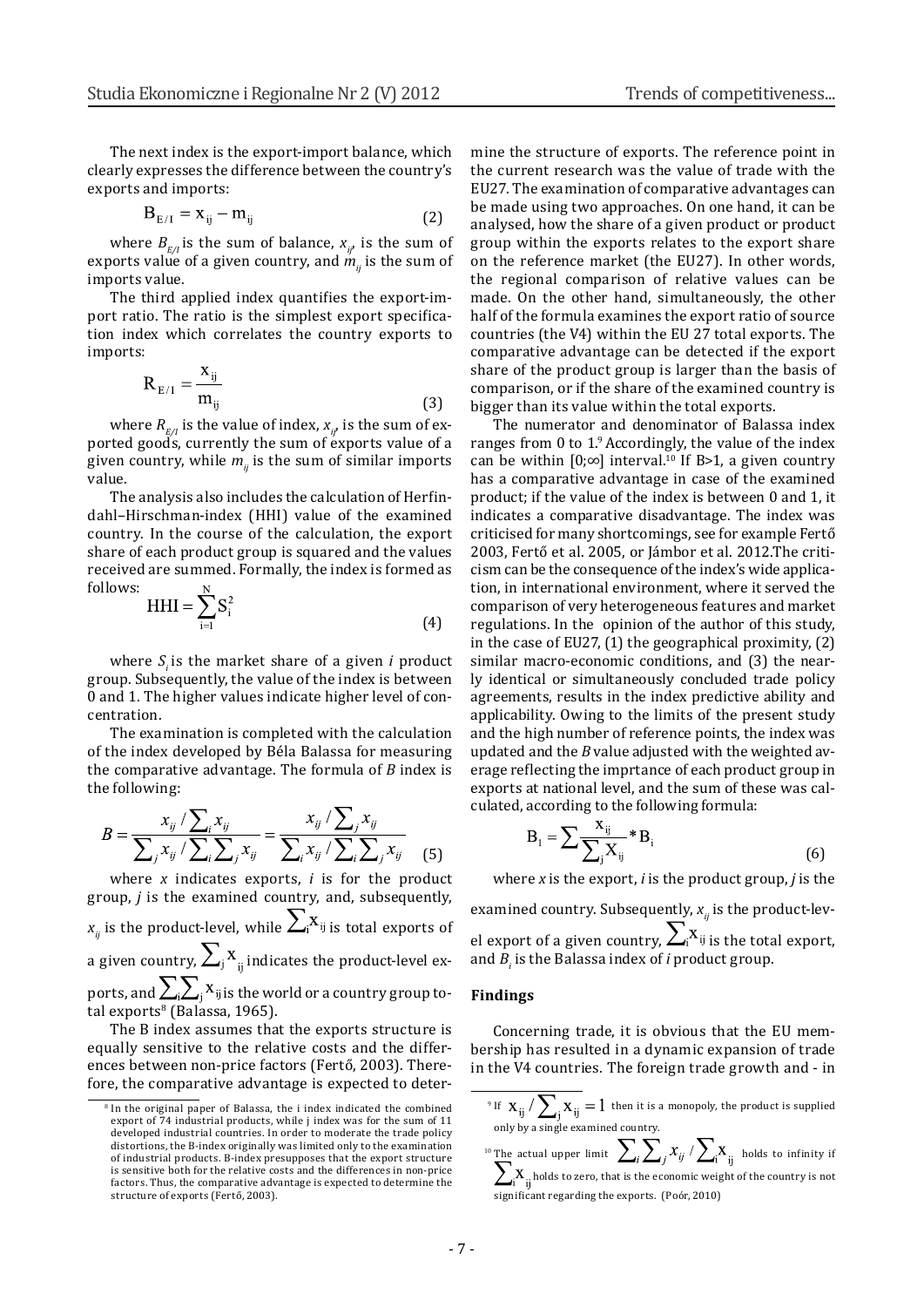The next index is the export-import balance, which clearly expresses the difference between the country's exports and imports:

$$B_{E/I} = x_{ij} - m_{ij} \quad (2)$$

where $B_{E/I}$ is the sum of balance, $x_{ij}$, is the sum of exports value of a given country, and $m_{ij}$ is the sum of imports value.

The third applied index quantifies the export-import ratio. The ratio is the simplest export specification index which correlates the country exports to imports:

$$R_{E/I} = \frac{x_{ij}}{m_{ij}} \quad (3)$$

where $R_{E/I}$ is the value of index, $x_{ij}$, is the sum of exported goods, currently the sum of exports value of a given country, while $m_{ij}$ is the sum of similar imports value.

The analysis also includes the calculation of Herfindahl–Hirschman-index (HHI) value of the examined country. In the course of the calculation, the export share of each product group is squared and the values received are summed. Formally, the index is formed as follows:

$$HHI = \sum_{i=1}^{N} S_i^2 \quad (4)$$

where $S_i$ is the market share of a given $i$ product group. Subsequently, the value of the index is between 0 and 1. The higher values indicate higher level of concentration.

The examination is completed with the calculation of the index developed by Béla Balassa for measuring the comparative advantage. The formula of $B$ index is the following:

$$B = \frac{x_{ij} / \sum_i x_{ij}}{\sum_j x_{ij} / \sum_i \sum_j x_{ij}} = \frac{x_{ij} / \sum_j x_{ij}}{\sum_i x_{ij} / \sum_i \sum_j x_{ij}} \quad (5)$$

where $x$ indicates exports, $i$ is for the product group, $j$ is the examined country, and, subsequently, $x_{ij}$ is the product-level, while $\sum_i x_{ij}$ is total exports of a given country, $\sum_j x_{ij}$ indicates the product-level exports, and $\sum_i \sum_j x_{ij}$ is the world or a country group total exports[8] (Balassa, 1965).

The B index assumes that the exports structure is equally sensitive to the relative costs and the differences between non-price factors (Fertő, 2003). Therefore, the comparative advantage is expected to determine the structure of exports. The reference point in the current research was the value of trade with the EU27. The examination of comparative advantages can be made using two approaches. On one hand, it can be analysed, how the share of a given product or product group within the exports relates to the export share on the reference market (the EU27). In other words, the regional comparison of relative values can be made. On the other hand, simultaneously, the other half of the formula examines the export ratio of source countries (the V4) within the EU 27 total exports. The comparative advantage can be detected if the export share of the product group is larger than the basis of comparison, or if the share of the examined country is bigger than its value within the total exports.

The numerator and denominator of Balassa index ranges from 0 to 1.[9] Accordingly, the value of the index can be within $[0;\infty]$ interval.[10] If B>1, a given country has a comparative advantage in case of the examined product; if the value of the index is between 0 and 1, it indicates a comparative disadvantage. The index was criticised for many shortcomings, see for example Fertő 2003, Fertő et al. 2005, or Jámbor et al. 2012.The criticism can be the consequence of the index's wide application, in international environment, where it served the comparison of very heterogeneous features and market regulations. In the opinion of the author of this study, in the case of EU27, (1) the geographical proximity, (2) similar macro-economic conditions, and (3) the nearly identical or simultaneously concluded trade policy agreements, results in the index predictive ability and applicability. Owing to the limits of the present study and the high number of reference points, the index was updated and the $B$ value adjusted with the weighted average reflecting the imprtance of each product group in exports at national level, and the sum of these was calculated, according to the following formula:

$$B_1 = \sum \frac{x_{ij}}{\sum_j X_{ij}} * B_i \quad (6)$$

where $x$ is the export, $i$ is the product group, $j$ is the examined country. Subsequently, $x_{ij}$ is the product-level export of a given country, $\sum_i x_{ij}$ is the total export, and $B_i$ is the Balassa index of $i$ product group.

## Findings

Concerning trade, it is obvious that the EU membership has resulted in a dynamic expansion of trade in the V4 countries. The foreign trade growth and - in

---

[8] In the original paper of Balassa, the i index indicated the combined export of 74 industrial products, while j index was for the sum of 11 developed industrial countries. In order to moderate the trade policy distortions, the B-index originally was limited only to the examination of industrial products. B-index presupposes that the export structure is sensitive both for the relative costs and the differences in non-price factors. Thus, the comparative advantage is expected to determine the structure of exports (Fertő, 2003).

[9] If $x_{ij} / \sum_j x_{ij} = 1$ then it is a monopoly, the product is supplied only by a single examined country.

[10] The actual upper limit $\sum_i \sum_j x_{ij} / \sum_i x_{ij}$ holds to infinity if $\sum_i x_{ij}$ holds to zero, that is the economic weight of the country is not significant regarding the exports. (Poór, 2010)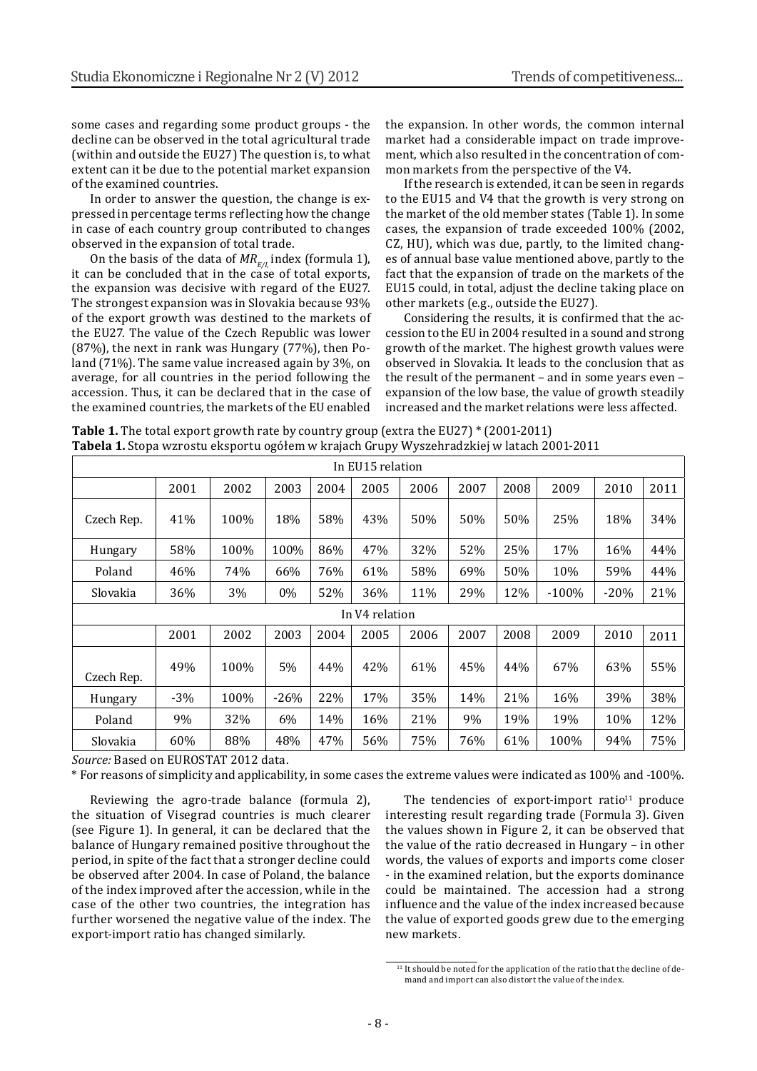some cases and regarding some product groups - the decline can be observed in the total agricultural trade (within and outside the EU27) The question is, to what extent can it be due to the potential market expansion of the examined countries.

In order to answer the question, the change is expressed in percentage terms reflecting how the change in case of each country group contributed to changes observed in the expansion of total trade.

On the basis of the data of $MR_{E/I,}$ index (formula 1), it can be concluded that in the case of total exports, the expansion was decisive with regard of the EU27. The strongest expansion was in Slovakia because 93% of the export growth was destined to the markets of the EU27. The value of the Czech Republic was lower (87%), the next in rank was Hungary (77%), then Poland (71%). The same value increased again by 3%, on average, for all countries in the period following the accession. Thus, it can be declared that in the case of the examined countries, the markets of the EU enabled the expansion. In other words, the common internal market had a considerable impact on trade improvement, which also resulted in the concentration of common markets from the perspective of the V4.

If the research is extended, it can be seen in regards to the EU15 and V4 that the growth is very strong on the market of the old member states (Table 1). In some cases, the expansion of trade exceeded 100% (2002, CZ, HU), which was due, partly, to the limited changes of annual base value mentioned above, partly to the fact that the expansion of trade on the markets of the EU15 could, in total, adjust the decline taking place on other markets (e.g., outside the EU27).

Considering the results, it is confirmed that the accession to the EU in 2004 resulted in a sound and strong growth of the market. The highest growth values were observed in Slovakia. It leads to the conclusion that as the result of the permanent – and in some years even – expansion of the low base, the value of growth steadily increased and the market relations were less affected.

**Table 1.** The total export growth rate by country group (extra the EU27) * (2001-2011)
**Tabela 1.** Stopa wzrostu eksportu ogółem w krajach Grupy Wyszehradzkiej w latach 2001-2011

| In EU15 relation | | | | | | | | | | | |
|---|---|---|---|---|---|---|---|---|---|---|---|
| | 2001 | 2002 | 2003 | 2004 | 2005 | 2006 | 2007 | 2008 | 2009 | 2010 | 2011 |
| Czech Rep. | 41% | 100% | 18% | 58% | 43% | 50% | 50% | 50% | 25% | 18% | 34% |
| Hungary | 58% | 100% | 100% | 86% | 47% | 32% | 52% | 25% | 17% | 16% | 44% |
| Poland | 46% | 74% | 66% | 76% | 61% | 58% | 69% | 50% | 10% | 59% | 44% |
| Slovakia | 36% | 3% | 0% | 52% | 36% | 11% | 29% | 12% | -100% | -20% | 21% |
| In V4 relation | | | | | | | | | | | |
| | 2001 | 2002 | 2003 | 2004 | 2005 | 2006 | 2007 | 2008 | 2009 | 2010 | 2011 |
| Czech Rep. | 49% | 100% | 5% | 44% | 42% | 61% | 45% | 44% | 67% | 63% | 55% |
| Hungary | -3% | 100% | -26% | 22% | 17% | 35% | 14% | 21% | 16% | 39% | 38% |
| Poland | 9% | 32% | 6% | 14% | 16% | 21% | 9% | 19% | 19% | 10% | 12% |
| Slovakia | 60% | 88% | 48% | 47% | 56% | 75% | 76% | 61% | 100% | 94% | 75% |

*Source:* Based on EUROSTAT 2012 data.

\* For reasons of simplicity and applicability, in some cases the extreme values were indicated as 100% and -100%.

Reviewing the agro-trade balance (formula 2), the situation of Visegrad countries is much clearer (see Figure 1). In general, it can be declared that the balance of Hungary remained positive throughout the period, in spite of the fact that a stronger decline could be observed after 2004. In case of Poland, the balance of the index improved after the accession, while in the case of the other two countries, the integration has further worsened the negative value of the index. The export-import ratio has changed similarly.

The tendencies of export-import ratio[11] produce interesting result regarding trade (Formula 3). Given the values shown in Figure 2, it can be observed that the value of the ratio decreased in Hungary – in other words, the values of exports and imports come closer - in the examined relation, but the exports dominance could be maintained. The accession had a strong influence and the value of the index increased because the value of exported goods grew due to the emerging new markets.

[11] It should be noted for the application of the ratio that the decline of demand and import can also distort the value of the index.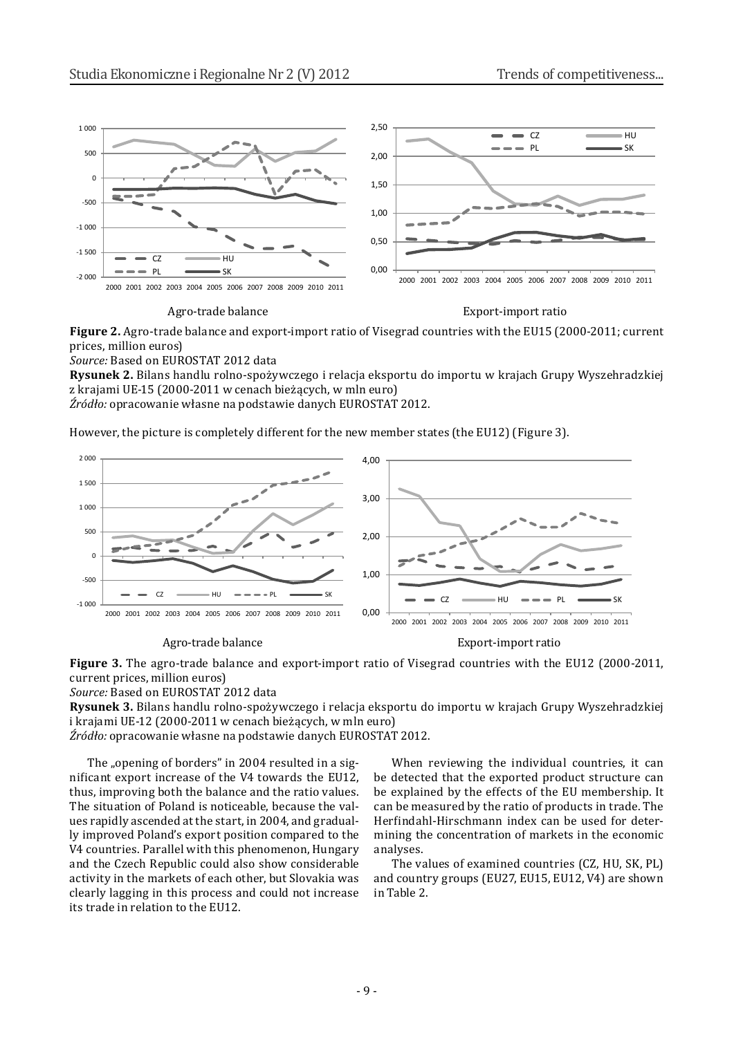Agro-trade balance

Export-import ratio

**Figure 2.** Agro-trade balance and export-import ratio of Visegrad countries with the EU15 (2000-2011; current prices, million euros)

*Source:* Based on EUROSTAT 2012 data

**Rysunek 2.** Bilans handlu rolno-spożywczego i relacja eksportu do importu w krajach Grupy Wyszehradzkiej z krajami UE-15 (2000-2011 w cenach bieżących, w mln euro)

*Źródło:* opracowanie własne na podstawie danych EUROSTAT 2012.

However, the picture is completely different for the new member states (the EU12) (Figure 3).

Agro-trade balance

Export-import ratio

**Figure 3.** The agro-trade balance and export-import ratio of Visegrad countries with the EU12 (2000-2011, current prices, million euros)

*Source:* Based on EUROSTAT 2012 data

**Rysunek 3.** Bilans handlu rolno-spożywczego i relacja eksportu do importu w krajach Grupy Wyszehradzkiej i krajami UE-12 (2000-2011 w cenach bieżących, w mln euro)

*Źródło:* opracowanie własne na podstawie danych EUROSTAT 2012.

The „opening of borders" in 2004 resulted in a significant export increase of the V4 towards the EU12, thus, improving both the balance and the ratio values. The situation of Poland is noticeable, because the values rapidly ascended at the start, in 2004, and gradually improved Poland's export position compared to the V4 countries. Parallel with this phenomenon, Hungary and the Czech Republic could also show considerable activity in the markets of each other, but Slovakia was clearly lagging in this process and could not increase its trade in relation to the EU12.

When reviewing the individual countries, it can be detected that the exported product structure can be explained by the effects of the EU membership. It can be measured by the ratio of products in trade. The Herfindahl-Hirschmann index can be used for determining the concentration of markets in the economic analyses.

The values of examined countries (CZ, HU, SK, PL) and country groups (EU27, EU15, EU12, V4) are shown in Table 2.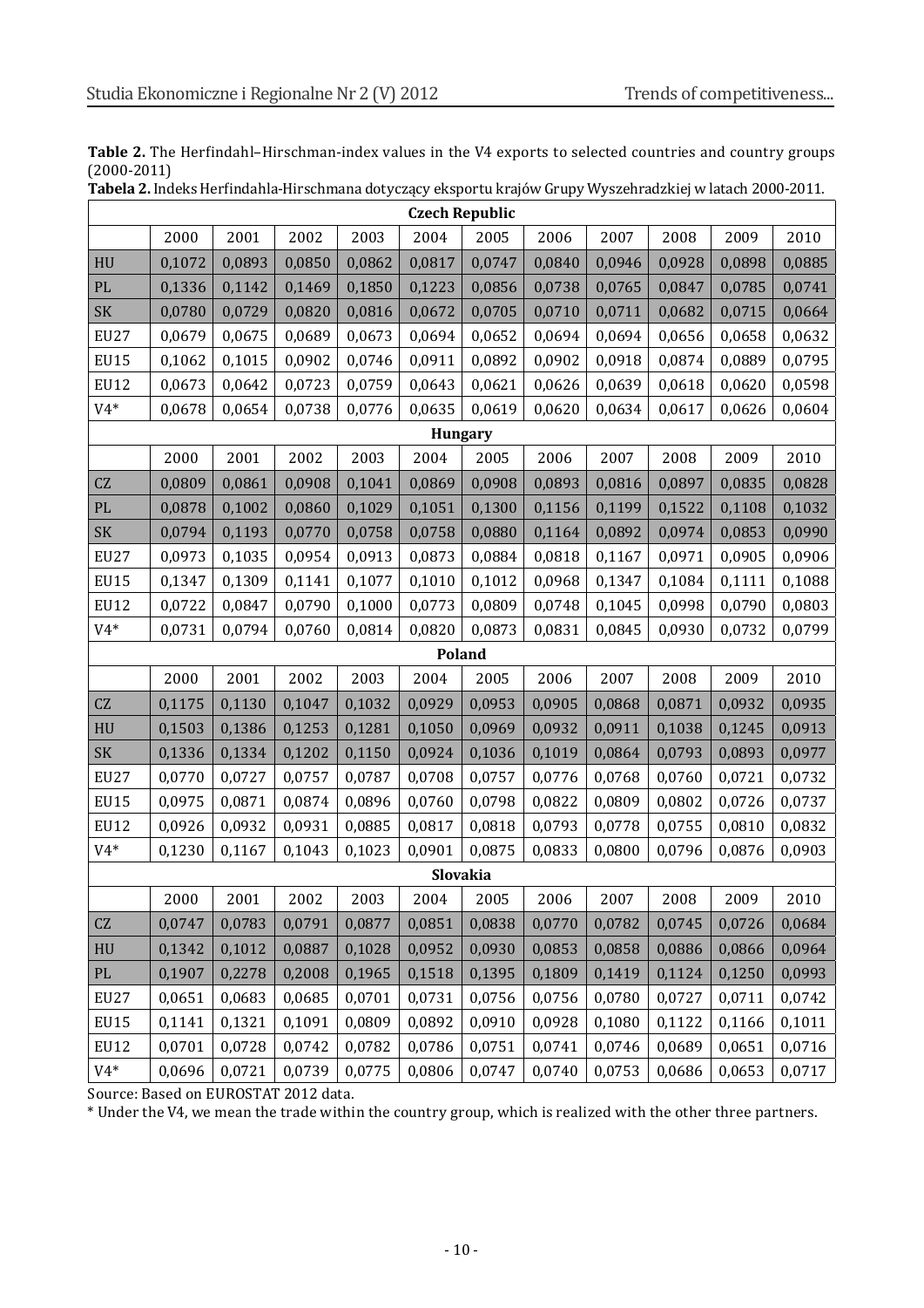**Table 2.** The Herfindahl–Hirschman-index values in the V4 exports to selected countries and country groups (2000-2011)

**Tabela 2.** Indeks Herfindahla-Hirschmana dotyczący eksportu krajów Grupy Wyszehradzkiej w latach 2000-2011.

| **Czech Republic** | | | | | | | | | | | |
|---|---|---|---|---|---|---|---|---|---|---|---|
| | 2000 | 2001 | 2002 | 2003 | 2004 | 2005 | 2006 | 2007 | 2008 | 2009 | 2010 |
| HU | 0,1072 | 0,0893 | 0,0850 | 0,0862 | 0,0817 | 0,0747 | 0,0840 | 0,0946 | 0,0928 | 0,0898 | 0,0885 |
| PL | 0,1336 | 0,1142 | 0,1469 | 0,1850 | 0,1223 | 0,0856 | 0,0738 | 0,0765 | 0,0847 | 0,0785 | 0,0741 |
| SK | 0,0780 | 0,0729 | 0,0820 | 0,0816 | 0,0672 | 0,0705 | 0,0710 | 0,0711 | 0,0682 | 0,0715 | 0,0664 |
| EU27 | 0,0679 | 0,0675 | 0,0689 | 0,0673 | 0,0694 | 0,0652 | 0,0694 | 0,0694 | 0,0656 | 0,0658 | 0,0632 |
| EU15 | 0,1062 | 0,1015 | 0,0902 | 0,0746 | 0,0911 | 0,0892 | 0,0902 | 0,0918 | 0,0874 | 0,0889 | 0,0795 |
| EU12 | 0,0673 | 0,0642 | 0,0723 | 0,0759 | 0,0643 | 0,0621 | 0,0626 | 0,0639 | 0,0618 | 0,0620 | 0,0598 |
| V4* | 0,0678 | 0,0654 | 0,0738 | 0,0776 | 0,0635 | 0,0619 | 0,0620 | 0,0634 | 0,0617 | 0,0626 | 0,0604 |
| **Hungary** | | | | | | | | | | | |
| | 2000 | 2001 | 2002 | 2003 | 2004 | 2005 | 2006 | 2007 | 2008 | 2009 | 2010 |
| CZ | 0,0809 | 0,0861 | 0,0908 | 0,1041 | 0,0869 | 0,0908 | 0,0893 | 0,0816 | 0,0897 | 0,0835 | 0,0828 |
| PL | 0,0878 | 0,1002 | 0,0860 | 0,1029 | 0,1051 | 0,1300 | 0,1156 | 0,1199 | 0,1522 | 0,1108 | 0,1032 |
| SK | 0,0794 | 0,1193 | 0,0770 | 0,0758 | 0,0758 | 0,0880 | 0,1164 | 0,0892 | 0,0974 | 0,0853 | 0,0990 |
| EU27 | 0,0973 | 0,1035 | 0,0954 | 0,0913 | 0,0873 | 0,0884 | 0,0818 | 0,1167 | 0,0971 | 0,0905 | 0,0906 |
| EU15 | 0,1347 | 0,1309 | 0,1141 | 0,1077 | 0,1010 | 0,1012 | 0,0968 | 0,1347 | 0,1084 | 0,1111 | 0,1088 |
| EU12 | 0,0722 | 0,0847 | 0,0790 | 0,1000 | 0,0773 | 0,0809 | 0,0748 | 0,1045 | 0,0998 | 0,0790 | 0,0803 |
| V4* | 0,0731 | 0,0794 | 0,0760 | 0,0814 | 0,0820 | 0,0873 | 0,0831 | 0,0845 | 0,0930 | 0,0732 | 0,0799 |
| **Poland** | | | | | | | | | | | |
| | 2000 | 2001 | 2002 | 2003 | 2004 | 2005 | 2006 | 2007 | 2008 | 2009 | 2010 |
| CZ | 0,1175 | 0,1130 | 0,1047 | 0,1032 | 0,0929 | 0,0953 | 0,0905 | 0,0868 | 0,0871 | 0,0932 | 0,0935 |
| HU | 0,1503 | 0,1386 | 0,1253 | 0,1281 | 0,1050 | 0,0969 | 0,0932 | 0,0911 | 0,1038 | 0,1245 | 0,0913 |
| SK | 0,1336 | 0,1334 | 0,1202 | 0,1150 | 0,0924 | 0,1036 | 0,1019 | 0,0864 | 0,0793 | 0,0893 | 0,0977 |
| EU27 | 0,0770 | 0,0727 | 0,0757 | 0,0787 | 0,0708 | 0,0757 | 0,0776 | 0,0768 | 0,0760 | 0,0721 | 0,0732 |
| EU15 | 0,0975 | 0,0871 | 0,0874 | 0,0896 | 0,0760 | 0,0798 | 0,0822 | 0,0809 | 0,0802 | 0,0726 | 0,0737 |
| EU12 | 0,0926 | 0,0932 | 0,0931 | 0,0885 | 0,0817 | 0,0818 | 0,0793 | 0,0778 | 0,0755 | 0,0810 | 0,0832 |
| V4* | 0,1230 | 0,1167 | 0,1043 | 0,1023 | 0,0901 | 0,0875 | 0,0833 | 0,0800 | 0,0796 | 0,0876 | 0,0903 |
| **Slovakia** | | | | | | | | | | | |
| | 2000 | 2001 | 2002 | 2003 | 2004 | 2005 | 2006 | 2007 | 2008 | 2009 | 2010 |
| CZ | 0,0747 | 0,0783 | 0,0791 | 0,0877 | 0,0851 | 0,0838 | 0,0770 | 0,0782 | 0,0745 | 0,0726 | 0,0684 |
| HU | 0,1342 | 0,1012 | 0,0887 | 0,1028 | 0,0952 | 0,0930 | 0,0853 | 0,0858 | 0,0886 | 0,0866 | 0,0964 |
| PL | 0,1907 | 0,2278 | 0,2008 | 0,1965 | 0,1518 | 0,1395 | 0,1809 | 0,1419 | 0,1124 | 0,1250 | 0,0993 |
| EU27 | 0,0651 | 0,0683 | 0,0685 | 0,0701 | 0,0731 | 0,0756 | 0,0756 | 0,0780 | 0,0727 | 0,0711 | 0,0742 |
| EU15 | 0,1141 | 0,1321 | 0,1091 | 0,0809 | 0,0892 | 0,0910 | 0,0928 | 0,1080 | 0,1122 | 0,1166 | 0,1011 |
| EU12 | 0,0701 | 0,0728 | 0,0742 | 0,0782 | 0,0786 | 0,0751 | 0,0741 | 0,0746 | 0,0689 | 0,0651 | 0,0716 |
| V4* | 0,0696 | 0,0721 | 0,0739 | 0,0775 | 0,0806 | 0,0747 | 0,0740 | 0,0753 | 0,0686 | 0,0653 | 0,0717 |

Source: Based on EUROSTAT 2012 data.

* Under the V4, we mean the trade within the country group, which is realized with the other three partners.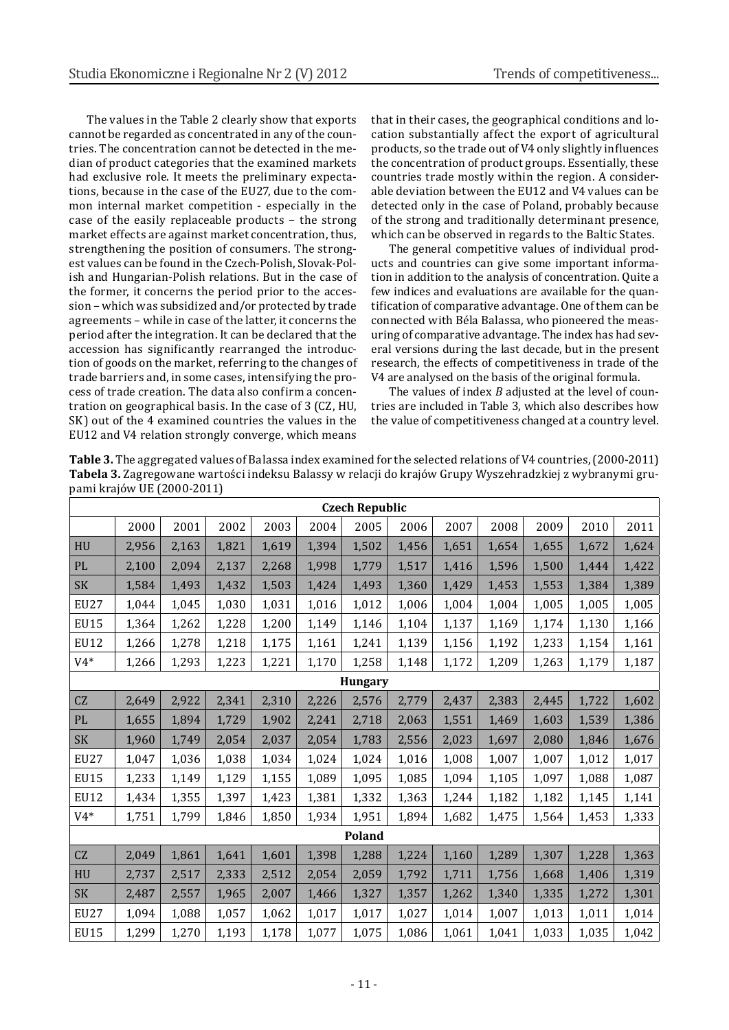The values in the Table 2 clearly show that exports cannot be regarded as concentrated in any of the countries. The concentration cannot be detected in the median of product categories that the examined markets had exclusive role. It meets the preliminary expectations, because in the case of the EU27, due to the common internal market competition - especially in the case of the easily replaceable products – the strong market effects are against market concentration, thus, strengthening the position of consumers. The strongest values can be found in the Czech-Polish, Slovak-Polish and Hungarian-Polish relations. But in the case of the former, it concerns the period prior to the accession – which was subsidized and/or protected by trade agreements – while in case of the latter, it concerns the period after the integration. It can be declared that the accession has significantly rearranged the introduction of goods on the market, referring to the changes of trade barriers and, in some cases, intensifying the process of trade creation. The data also confirm a concentration on geographical basis. In the case of 3 (CZ, HU, SK) out of the 4 examined countries the values in the EU12 and V4 relation strongly converge, which means that in their cases, the geographical conditions and location substantially affect the export of agricultural products, so the trade out of V4 only slightly influences the concentration of product groups. Essentially, these countries trade mostly within the region. A considerable deviation between the EU12 and V4 values can be detected only in the case of Poland, probably because of the strong and traditionally determinant presence, which can be observed in regards to the Baltic States.

The general competitive values of individual products and countries can give some important information in addition to the analysis of concentration. Quite a few indices and evaluations are available for the quantification of comparative advantage. One of them can be connected with Béla Balassa, who pioneered the measuring of comparative advantage. The index has had several versions during the last decade, but in the present research, the effects of competitiveness in trade of the V4 are analysed on the basis of the original formula.

The values of index *B* adjusted at the level of countries are included in Table 3, which also describes how the value of competitiveness changed at a country level.

**Table 3.** The aggregated values of Balassa index examined for the selected relations of V4 countries, (2000-2011)
**Tabela 3.** Zagregowane wartości indeksu Balassy w relacji do krajów Grupy Wyszehradzkiej z wybranymi grupami krajów UE (2000-2011)

| | 2000 | 2001 | 2002 | 2003 | 2004 | 2005 | 2006 | 2007 | 2008 | 2009 | 2010 | 2011 |
|---|---|---|---|---|---|---|---|---|---|---|---|---|
| **Czech Republic** | | | | | | | | | | | | |
| HU | 2,956 | 2,163 | 1,821 | 1,619 | 1,394 | 1,502 | 1,456 | 1,651 | 1,654 | 1,655 | 1,672 | 1,624 |
| PL | 2,100 | 2,094 | 2,137 | 2,268 | 1,998 | 1,779 | 1,517 | 1,416 | 1,596 | 1,500 | 1,444 | 1,422 |
| SK | 1,584 | 1,493 | 1,432 | 1,503 | 1,424 | 1,493 | 1,360 | 1,429 | 1,453 | 1,553 | 1,384 | 1,389 |
| EU27 | 1,044 | 1,045 | 1,030 | 1,031 | 1,016 | 1,012 | 1,006 | 1,004 | 1,004 | 1,005 | 1,005 | 1,005 |
| EU15 | 1,364 | 1,262 | 1,228 | 1,200 | 1,149 | 1,146 | 1,104 | 1,137 | 1,169 | 1,174 | 1,130 | 1,166 |
| EU12 | 1,266 | 1,278 | 1,218 | 1,175 | 1,161 | 1,241 | 1,139 | 1,156 | 1,192 | 1,233 | 1,154 | 1,161 |
| V4* | 1,266 | 1,293 | 1,223 | 1,221 | 1,170 | 1,258 | 1,148 | 1,172 | 1,209 | 1,263 | 1,179 | 1,187 |
| **Hungary** | | | | | | | | | | | | |
| CZ | 2,649 | 2,922 | 2,341 | 2,310 | 2,226 | 2,576 | 2,779 | 2,437 | 2,383 | 2,445 | 1,722 | 1,602 |
| PL | 1,655 | 1,894 | 1,729 | 1,902 | 2,241 | 2,718 | 2,063 | 1,551 | 1,469 | 1,603 | 1,539 | 1,386 |
| SK | 1,960 | 1,749 | 2,054 | 2,037 | 2,054 | 1,783 | 2,556 | 2,023 | 1,697 | 2,080 | 1,846 | 1,676 |
| EU27 | 1,047 | 1,036 | 1,038 | 1,034 | 1,024 | 1,024 | 1,016 | 1,008 | 1,007 | 1,007 | 1,012 | 1,017 |
| EU15 | 1,233 | 1,149 | 1,129 | 1,155 | 1,089 | 1,095 | 1,085 | 1,094 | 1,105 | 1,097 | 1,088 | 1,087 |
| EU12 | 1,434 | 1,355 | 1,397 | 1,423 | 1,381 | 1,332 | 1,363 | 1,244 | 1,182 | 1,182 | 1,145 | 1,141 |
| V4* | 1,751 | 1,799 | 1,846 | 1,850 | 1,934 | 1,951 | 1,894 | 1,682 | 1,475 | 1,564 | 1,453 | 1,333 |
| **Poland** | | | | | | | | | | | | |
| CZ | 2,049 | 1,861 | 1,641 | 1,601 | 1,398 | 1,288 | 1,224 | 1,160 | 1,289 | 1,307 | 1,228 | 1,363 |
| HU | 2,737 | 2,517 | 2,333 | 2,512 | 2,054 | 2,059 | 1,792 | 1,711 | 1,756 | 1,668 | 1,406 | 1,319 |
| SK | 2,487 | 2,557 | 1,965 | 2,007 | 1,466 | 1,327 | 1,357 | 1,262 | 1,340 | 1,335 | 1,272 | 1,301 |
| EU27 | 1,094 | 1,088 | 1,057 | 1,062 | 1,017 | 1,017 | 1,027 | 1,014 | 1,007 | 1,013 | 1,011 | 1,014 |
| EU15 | 1,299 | 1,270 | 1,193 | 1,178 | 1,077 | 1,075 | 1,086 | 1,061 | 1,041 | 1,033 | 1,035 | 1,042 |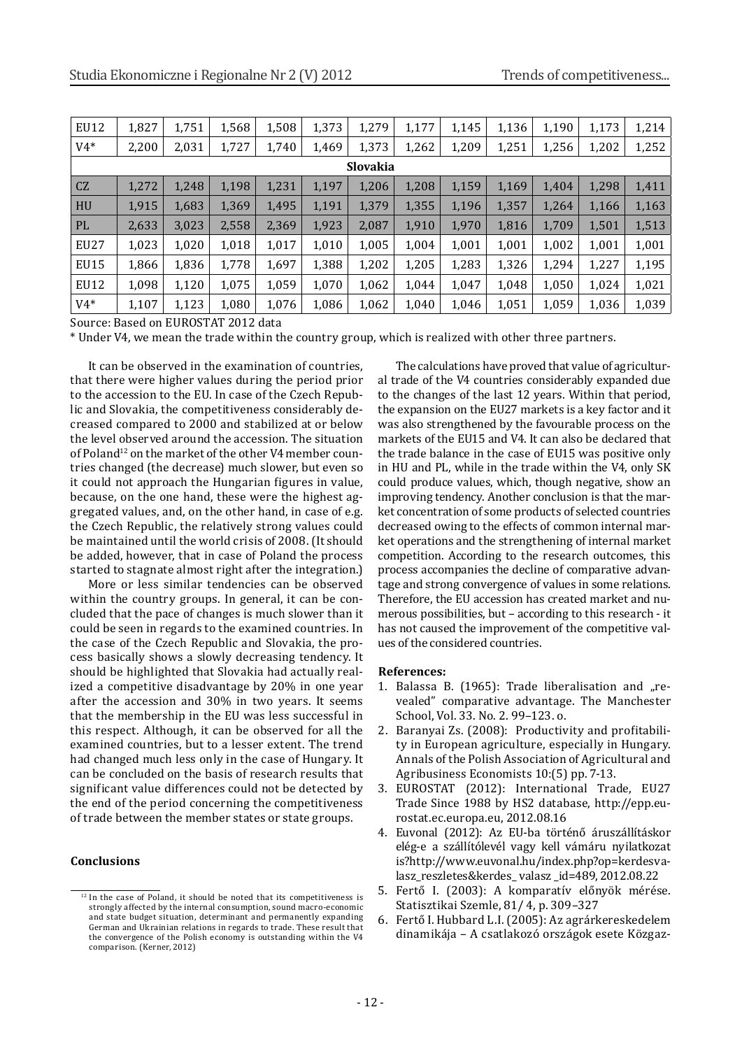| EU12 | 1,827 | 1,751 | 1,568 | 1,508 | 1,373 | 1,279 | 1,177 | 1,145 | 1,136 | 1,190 | 1,173 | 1,214 |
|---|---|---|---|---|---|---|---|---|---|---|---|---|
| V4* | 2,200 | 2,031 | 1,727 | 1,740 | 1,469 | 1,373 | 1,262 | 1,209 | 1,251 | 1,256 | 1,202 | 1,252 |
| **Slovakia** | | | | | | | | | | | | |
| CZ | 1,272 | 1,248 | 1,198 | 1,231 | 1,197 | 1,206 | 1,208 | 1,159 | 1,169 | 1,404 | 1,298 | 1,411 |
| HU | 1,915 | 1,683 | 1,369 | 1,495 | 1,191 | 1,379 | 1,355 | 1,196 | 1,357 | 1,264 | 1,166 | 1,163 |
| PL | 2,633 | 3,023 | 2,558 | 2,369 | 1,923 | 2,087 | 1,910 | 1,970 | 1,816 | 1,709 | 1,501 | 1,513 |
| EU27 | 1,023 | 1,020 | 1,018 | 1,017 | 1,010 | 1,005 | 1,004 | 1,001 | 1,001 | 1,002 | 1,001 | 1,001 |
| EU15 | 1,866 | 1,836 | 1,778 | 1,697 | 1,388 | 1,202 | 1,205 | 1,283 | 1,326 | 1,294 | 1,227 | 1,195 |
| EU12 | 1,098 | 1,120 | 1,075 | 1,059 | 1,070 | 1,062 | 1,044 | 1,047 | 1,048 | 1,050 | 1,024 | 1,021 |
| V4* | 1,107 | 1,123 | 1,080 | 1,076 | 1,086 | 1,062 | 1,040 | 1,046 | 1,051 | 1,059 | 1,036 | 1,039 |

Source: Based on EUROSTAT 2012 data

\* Under V4, we mean the trade within the country group, which is realized with other three partners.

It can be observed in the examination of countries, that there were higher values during the period prior to the accession to the EU. In case of the Czech Republic and Slovakia, the competitiveness considerably decreased compared to 2000 and stabilized at or below the level observed around the accession. The situation of Poland[12] on the market of the other V4 member countries changed (the decrease) much slower, but even so it could not approach the Hungarian figures in value, because, on the one hand, these were the highest aggregated values, and, on the other hand, in case of e.g. the Czech Republic, the relatively strong values could be maintained until the world crisis of 2008. (It should be added, however, that in case of Poland the process started to stagnate almost right after the integration.)

More or less similar tendencies can be observed within the country groups. In general, it can be concluded that the pace of changes is much slower than it could be seen in regards to the examined countries. In the case of the Czech Republic and Slovakia, the process basically shows a slowly decreasing tendency. It should be highlighted that Slovakia had actually realized a competitive disadvantage by 20% in one year after the accession and 30% in two years. It seems that the membership in the EU was less successful in this respect. Although, it can be observed for all the examined countries, but to a lesser extent. The trend had changed much less only in the case of Hungary. It can be concluded on the basis of research results that significant value differences could not be detected by the end of the period concerning the competitiveness of trade between the member states or state groups.

## Conclusions

The calculations have proved that value of agricultural trade of the V4 countries considerably expanded due to the changes of the last 12 years. Within that period, the expansion on the EU27 markets is a key factor and it was also strengthened by the favourable process on the markets of the EU15 and V4. It can also be declared that the trade balance in the case of EU15 was positive only in HU and PL, while in the trade within the V4, only SK could produce values, which, though negative, show an improving tendency. Another conclusion is that the market concentration of some products of selected countries decreased owing to the effects of common internal market operations and the strengthening of internal market competition. According to the research outcomes, this process accompanies the decline of comparative advantage and strong convergence of values in some relations. Therefore, the EU accession has created market and numerous possibilities, but – according to this research - it has not caused the improvement of the competitive values of the considered countries.

**References:**

1. Balassa B. (1965): Trade liberalisation and „revealed" comparative advantage. The Manchester School, Vol. 33. No. 2. 99–123. o.
2. Baranyai Zs. (2008): Productivity and profitability in European agriculture, especially in Hungary. Annals of the Polish Association of Agricultural and Agribusiness Economists 10:(5) pp. 7-13.
3. EUROSTAT (2012): International Trade, EU27 Trade Since 1988 by HS2 database, http://epp.eurostat.ec.europa.eu, 2012.08.16
4. Euvonal (2012): Az EU-ba történő áruszállításkor elég-e a szállítólevél vagy kell vámáru nyilatkozat is?http://www.euvonal.hu/index.php?op=kerdesvalasz_reszletes&kerdes_ valasz _id=489, 2012.08.22
5. Fertő I. (2003): A komparatív előnyök mérése. Statisztikai Szemle, 81/ 4, p. 309–327
6. Fertő I. Hubbard L.I. (2005): Az agrárkereskedelem dinamikája – A csatlakozó országok esete Közgaz-

[12] In the case of Poland, it should be noted that its competitiveness is strongly affected by the internal consumption, sound macro-economic and state budget situation, determinant and permanently expanding German and Ukrainian relations in regards to trade. These result that the convergence of the Polish economy is outstanding within the V4 comparison. (Kerner, 2012)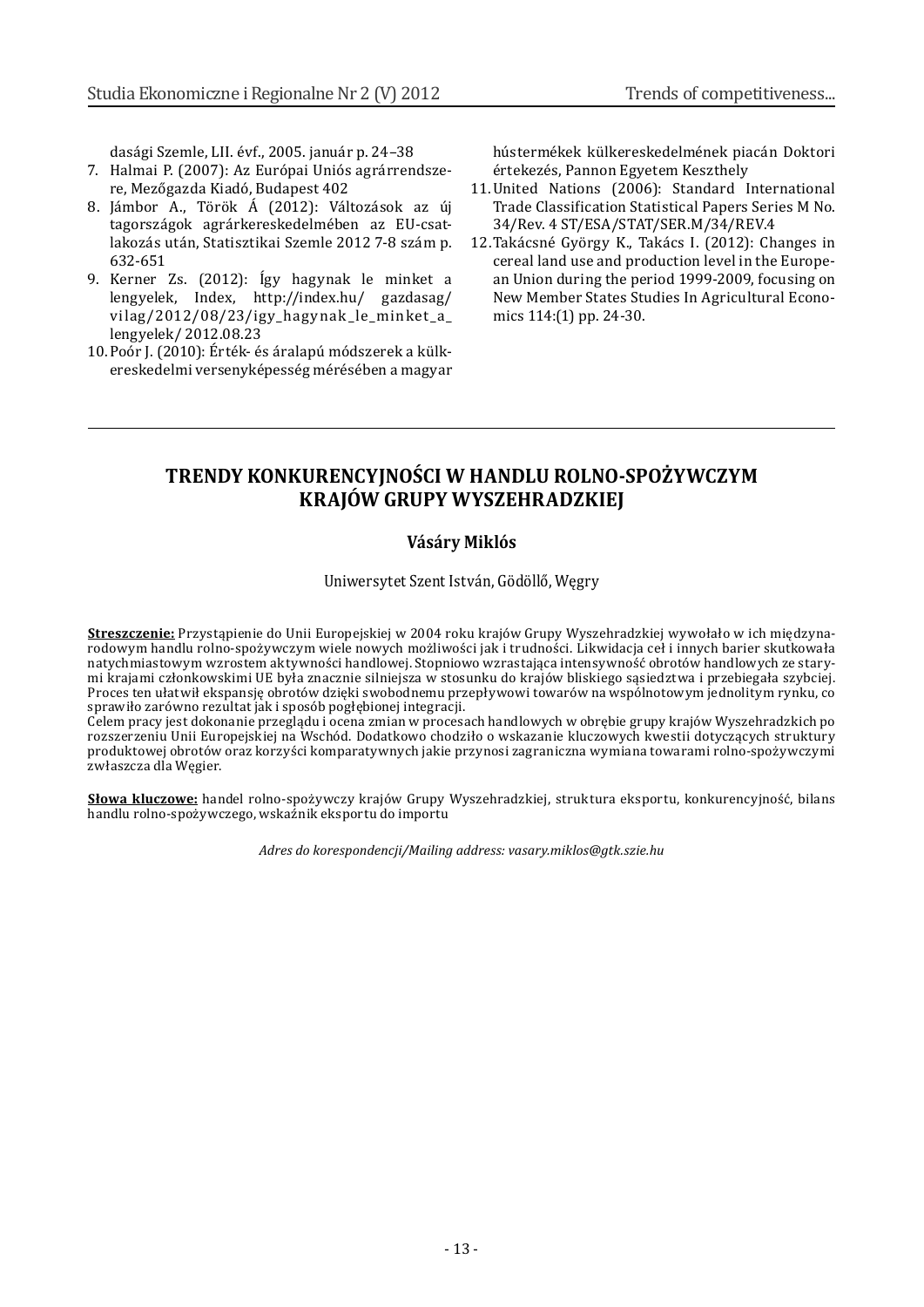dasági Szemle, LII. évf., 2005. január p. 24–38

7. Halmai P. (2007): Az Európai Uniós agrárrendszere, Mezőgazda Kiadó, Budapest 402
8. Jámbor A., Török Á (2012): Változások az új tagországok agrárkereskedelmében az EU-csatlakozás után, Statisztikai Szemle 2012 7-8 szám p. 632-651
9. Kerner Zs. (2012): Így hagynak le minket a lengyelek, Index, http://index.hu/ gazdasag/ vilag/2012/08/23/igy_hagynak_le_minket_a_ lengyelek/ 2012.08.23
10. Poór J. (2010): Érték- és áralapú módszerek a külkereskedelmi versenyképesség mérésében a magyar hústermékek külkereskedelmének piacán Doktori értekezés, Pannon Egyetem Keszthely
11. United Nations (2006): Standard International Trade Classification Statistical Papers Series M No. 34/Rev. 4 ST/ESA/STAT/SER.M/34/REV.4
12. Takácsné György K., Takács I. (2012): Changes in cereal land use and production level in the European Union during the period 1999-2009, focusing on New Member States Studies In Agricultural Economics 114:(1) pp. 24-30.

---

# TRENDY KONKURENCYJNOŚCI W HANDLU ROLNO-SPOŻYWCZYM KRAJÓW GRUPY WYSZEHRADZKIEJ

**Vásáry Miklós**

Uniwersytet Szent István, Gödöllő, Węgry

**Streszczenie:** Przystąpienie do Unii Europejskiej w 2004 roku krajów Grupy Wyszehradzkiej wywołało w ich międzynarodowym handlu rolno-spożywczym wiele nowych możliwości jak i trudności. Likwidacja ceł i innych barier skutkowała natychmiastowym wzrostem aktywności handlowej. Stopniowo wzrastająca intensywność obrotów handlowych ze starymi krajami członkowskimi UE była znacznie silniejsza w stosunku do krajów bliskiego sąsiedztwa i przebiegała szybciej. Proces ten ułatwił ekspansję obrotów dzięki swobodnemu przepływowi towarów na wspólnotowym jednolitym rynku, co sprawiło zarówno rezultat jak i sposób pogłębionej integracji.
Celem pracy jest dokonanie przeglądu i ocena zmian w procesach handlowych w obrębie grupy krajów Wyszehradzkich po rozszerzeniu Unii Europejskiej na Wschód. Dodatkowo chodziło o wskazanie kluczowych kwestii dotyczących struktury produktowej obrotów oraz korzyści komparatywnych jakie przynosi zagraniczna wymiana towarami rolno-spożywczymi zwłaszcza dla Węgier.

**Słowa kluczowe:** handel rolno-spożywczy krajów Grupy Wyszehradzkiej, struktura eksportu, konkurencyjność, bilans handlu rolno-spożywczego, wskaźnik eksportu do importu

*Adres do korespondencji/Mailing address: vasary.miklos@gtk.szie.hu*